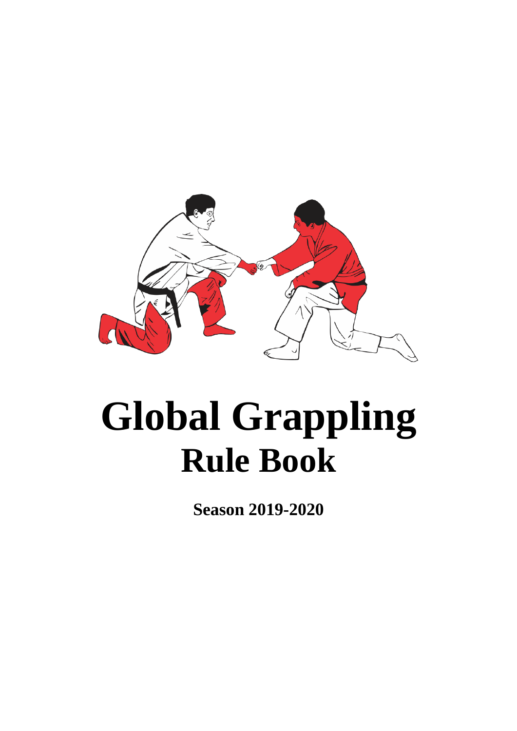# Global Grappling
## Rule Book

**Season 2019-2020**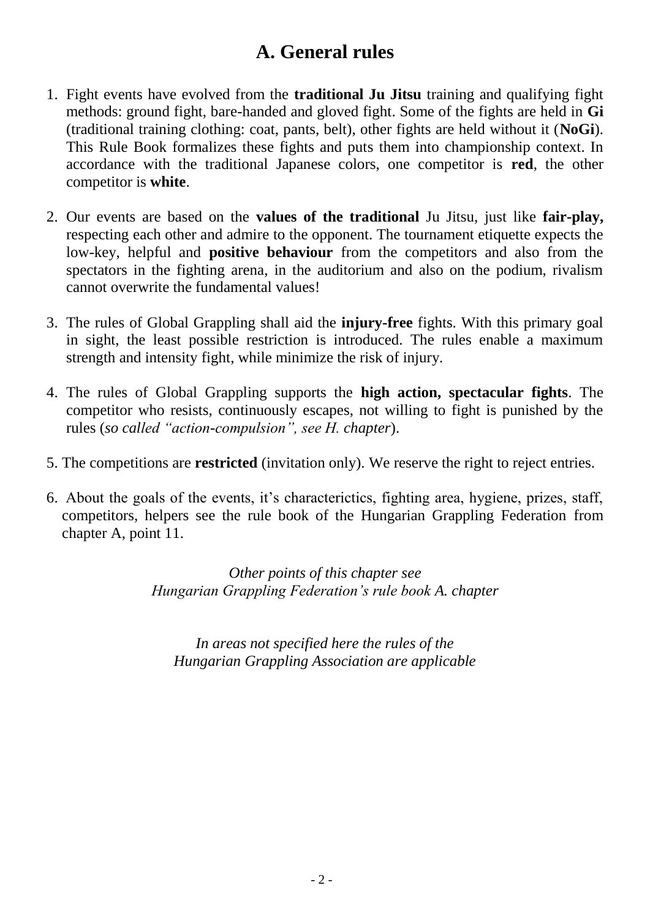# A. General rules

1. Fight events have evolved from the **traditional Ju Jitsu** training and qualifying fight methods: ground fight, bare-handed and gloved fight. Some of the fights are held in **Gi** (traditional training clothing: coat, pants, belt), other fights are held without it (**NoGi**). This Rule Book formalizes these fights and puts them into championship context. In accordance with the traditional Japanese colors, one competitor is **red**, the other competitor is **white**.

2. Our events are based on the **values of the traditional** Ju Jitsu, just like **fair-play,** respecting each other and admire to the opponent. The tournament etiquette expects the low-key, helpful and **positive behaviour** from the competitors and also from the spectators in the fighting arena, in the auditorium and also on the podium, rivalism cannot overwrite the fundamental values!

3. The rules of Global Grappling shall aid the **injury-free** fights. With this primary goal in sight, the least possible restriction is introduced. The rules enable a maximum strength and intensity fight, while minimize the risk of injury.

4. The rules of Global Grappling supports the **high action, spectacular fights**. The competitor who resists, continuously escapes, not willing to fight is punished by the rules (*so called "action-compulsion", see H. chapter*).

5. The competitions are **restricted** (invitation only). We reserve the right to reject entries.

6. About the goals of the events, it's characterictics, fighting area, hygiene, prizes, staff, competitors, helpers see the rule book of the Hungarian Grappling Federation from chapter A, point 11.

*Other points of this chapter see*
*Hungarian Grappling Federation's rule book A. chapter*

*In areas not specified here the rules of the*
*Hungarian Grappling Association are applicable*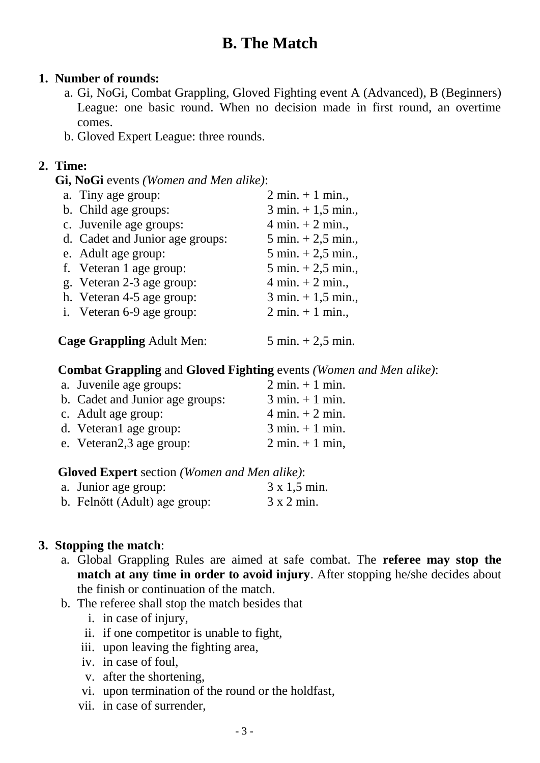# B. The Match

1. **Number of rounds:**
   a. Gi, NoGi, Combat Grappling, Gloved Fighting event A (Advanced), B (Beginners) League: one basic round. When no decision made in first round, an overtime comes.
   b. Gloved Expert League: three rounds.

2. **Time:**

   **Gi, NoGi** events *(Women and Men alike)*:

   a. Tiny age group: 2 min. + 1 min.,
   b. Child age groups: 3 min. + 1,5 min.,
   c. Juvenile age groups: 4 min. + 2 min.,
   d. Cadet and Junior age groups: 5 min. + 2,5 min.,
   e. Adult age group: 5 min. + 2,5 min.,
   f. Veteran 1 age group: 5 min. + 2,5 min.,
   g. Veteran 2-3 age group: 4 min. + 2 min.,
   h. Veteran 4-5 age group: 3 min. + 1,5 min.,
   i. Veteran 6-9 age group: 2 min. + 1 min.,

   **Cage Grappling** Adult Men: 5 min. + 2,5 min.

   **Combat Grappling** and **Gloved Fighting** events *(Women and Men alike)*:

   a. Juvenile age groups: 2 min. + 1 min.
   b. Cadet and Junior age groups: 3 min. + 1 min.
   c. Adult age group: 4 min. + 2 min.
   d. Veteran1 age group: 3 min. + 1 min.
   e. Veteran2,3 age group: 2 min. + 1 min,

   **Gloved Expert** section *(Women and Men alike)*:

   a. Junior age group: 3 x 1,5 min.
   b. Felnőtt (Adult) age group: 3 x 2 min.

3. **Stopping the match**:
   a. Global Grappling Rules are aimed at safe combat. The **referee may stop the match at any time in order to avoid injury**. After stopping he/she decides about the finish or continuation of the match.
   b. The referee shall stop the match besides that
      i. in case of injury,
      ii. if one competitor is unable to fight,
      iii. upon leaving the fighting area,
      iv. in case of foul,
      v. after the shortening,
      vi. upon termination of the round or the holdfast,
      vii. in case of surrender,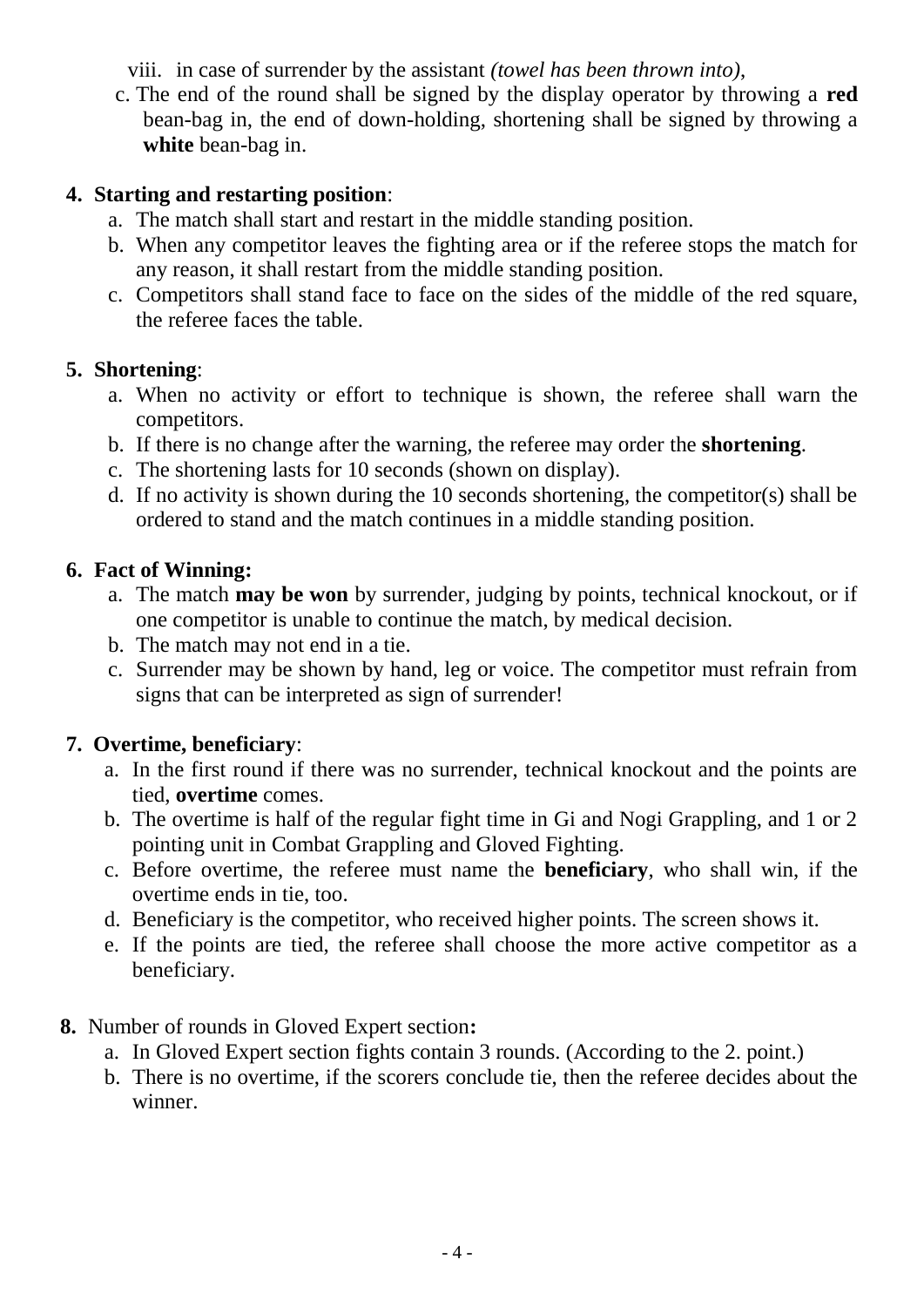viii. in case of surrender by the assistant *(towel has been thrown into)*,

c. The end of the round shall be signed by the display operator by throwing a **red** bean-bag in, the end of down-holding, shortening shall be signed by throwing a **white** bean-bag in.

**4. Starting and restarting position**:

a. The match shall start and restart in the middle standing position.
b. When any competitor leaves the fighting area or if the referee stops the match for any reason, it shall restart from the middle standing position.
c. Competitors shall stand face to face on the sides of the middle of the red square, the referee faces the table.

**5. Shortening**:

a. When no activity or effort to technique is shown, the referee shall warn the competitors.
b. If there is no change after the warning, the referee may order the **shortening**.
c. The shortening lasts for 10 seconds (shown on display).
d. If no activity is shown during the 10 seconds shortening, the competitor(s) shall be ordered to stand and the match continues in a middle standing position.

**6. Fact of Winning:**

a. The match **may be won** by surrender, judging by points, technical knockout, or if one competitor is unable to continue the match, by medical decision.
b. The match may not end in a tie.
c. Surrender may be shown by hand, leg or voice. The competitor must refrain from signs that can be interpreted as sign of surrender!

**7. Overtime, beneficiary**:

a. In the first round if there was no surrender, technical knockout and the points are tied, **overtime** comes.
b. The overtime is half of the regular fight time in Gi and Nogi Grappling, and 1 or 2 pointing unit in Combat Grappling and Gloved Fighting.
c. Before overtime, the referee must name the **beneficiary**, who shall win, if the overtime ends in tie, too.
d. Beneficiary is the competitor, who received higher points. The screen shows it.
e. If the points are tied, the referee shall choose the more active competitor as a beneficiary.

**8.** Number of rounds in Gloved Expert section**:**

a. In Gloved Expert section fights contain 3 rounds. (According to the 2. point.)
b. There is no overtime, if the scorers conclude tie, then the referee decides about the winner.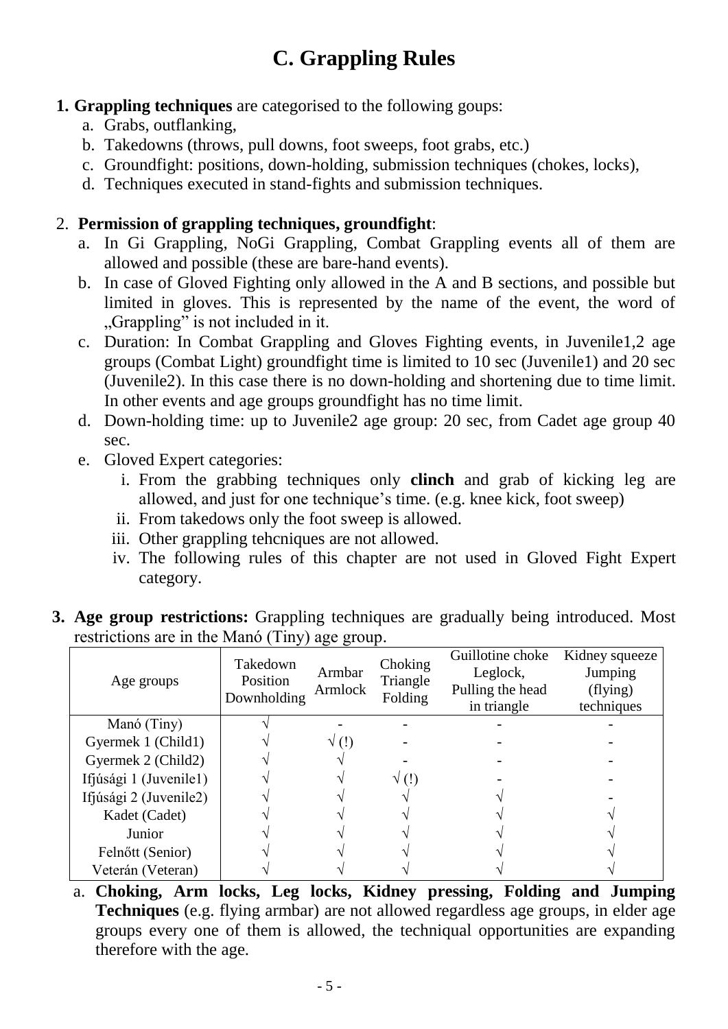# C. Grappling Rules

1. **Grappling techniques** are categorised to the following goups:
   a. Grabs, outflanking,
   b. Takedowns (throws, pull downs, foot sweeps, foot grabs, etc.)
   c. Groundfight: positions, down-holding, submission techniques (chokes, locks),
   d. Techniques executed in stand-fights and submission techniques.

2. **Permission of grappling techniques, groundfight**:
   a. In Gi Grappling, NoGi Grappling, Combat Grappling events all of them are allowed and possible (these are bare-hand events).
   b. In case of Gloved Fighting only allowed in the A and B sections, and possible but limited in gloves. This is represented by the name of the event, the word of „Grappling" is not included in it.
   c. Duration: In Combat Grappling and Gloves Fighting events, in Juvenile1,2 age groups (Combat Light) groundfight time is limited to 10 sec (Juvenile1) and 20 sec (Juvenile2). In this case there is no down-holding and shortening due to time limit. In other events and age groups groundfight has no time limit.
   d. Down-holding time: up to Juvenile2 age group: 20 sec, from Cadet age group 40 sec.
   e. Gloved Expert categories:
      i. From the grabbing techniques only **clinch** and grab of kicking leg are allowed, and just for one technique's time. (e.g. knee kick, foot sweep)
      ii. From takedows only the foot sweep is allowed.
      iii. Other grappling tehcniques are not allowed.
      iv. The following rules of this chapter are not used in Gloved Fight Expert category.

3. **Age group restrictions:** Grappling techniques are gradually being introduced. Most restrictions are in the Manó (Tiny) age group.

| Age groups | Takedown Position Downholding | Armbar Armlock | Choking Triangle Folding | Guillotine choke Leglock, Pulling the head in triangle | Kidney squeeze Jumping (flying) techniques |
|---|---|---|---|---|---|
| Manó (Tiny) | √ | - | - | - | - |
| Gyermek 1 (Child1) | √ | √ (!) | - | - | - |
| Gyermek 2 (Child2) | √ | √ | - | - | - |
| Ifjúsági 1 (Juvenile1) | √ | √ | √ (!) | - | - |
| Ifjúsági 2 (Juvenile2) | √ | √ | √ | √ | - |
| Kadet (Cadet) | √ | √ | √ | √ | √ |
| Junior | √ | √ | √ | √ | √ |
| Felnőtt (Senior) | √ | √ | √ | √ | √ |
| Veterán (Veteran) | √ | √ | √ | √ | √ |

   a. **Choking, Arm locks, Leg locks, Kidney pressing, Folding and Jumping Techniques** (e.g. flying armbar) are not allowed regardless age groups, in elder age groups every one of them is allowed, the techniqual opportunities are expanding therefore with the age.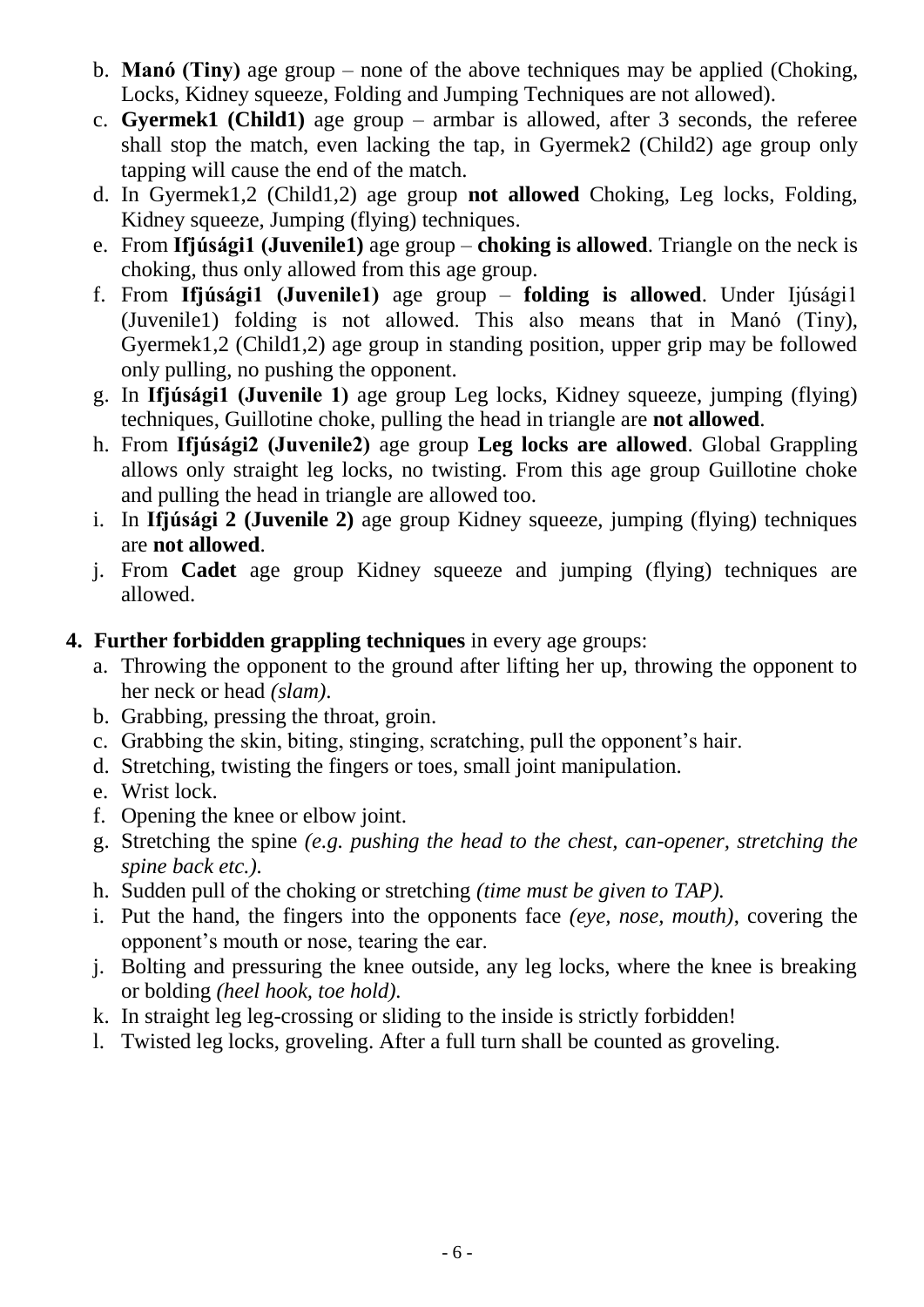b. **Manó (Tiny)** age group – none of the above techniques may be applied (Choking, Locks, Kidney squeeze, Folding and Jumping Techniques are not allowed).

c. **Gyermek1 (Child1)** age group – armbar is allowed, after 3 seconds, the referee shall stop the match, even lacking the tap, in Gyermek2 (Child2) age group only tapping will cause the end of the match.

d. In Gyermek1,2 (Child1,2) age group **not allowed** Choking, Leg locks, Folding, Kidney squeeze, Jumping (flying) techniques.

e. From **Ifjúsági1 (Juvenile1)** age group – **choking is allowed**. Triangle on the neck is choking, thus only allowed from this age group.

f. From **Ifjúsági1 (Juvenile1)** age group – **folding is allowed**. Under Ijúsági1 (Juvenile1) folding is not allowed. This also means that in Manó (Tiny), Gyermek1,2 (Child1,2) age group in standing position, upper grip may be followed only pulling, no pushing the opponent.

g. In **Ifjúsági1 (Juvenile 1)** age group Leg locks, Kidney squeeze, jumping (flying) techniques, Guillotine choke, pulling the head in triangle are **not allowed**.

h. From **Ifjúsági2 (Juvenile2)** age group **Leg locks are allowed**. Global Grappling allows only straight leg locks, no twisting. From this age group Guillotine choke and pulling the head in triangle are allowed too.

i. In **Ifjúsági 2 (Juvenile 2)** age group Kidney squeeze, jumping (flying) techniques are **not allowed**.

j. From **Cadet** age group Kidney squeeze and jumping (flying) techniques are allowed.

4. **Further forbidden grappling techniques** in every age groups:

   a. Throwing the opponent to the ground after lifting her up, throwing the opponent to her neck or head *(slam)*.
   b. Grabbing, pressing the throat, groin.
   c. Grabbing the skin, biting, stinging, scratching, pull the opponent's hair.
   d. Stretching, twisting the fingers or toes, small joint manipulation.
   e. Wrist lock.
   f. Opening the knee or elbow joint.
   g. Stretching the spine *(e.g. pushing the head to the chest, can-opener, stretching the spine back etc.)*.
   h. Sudden pull of the choking or stretching *(time must be given to TAP)*.
   i. Put the hand, the fingers into the opponents face *(eye, nose, mouth)*, covering the opponent's mouth or nose, tearing the ear.
   j. Bolting and pressuring the knee outside, any leg locks, where the knee is breaking or bolding *(heel hook, toe hold)*.
   k. In straight leg leg-crossing or sliding to the inside is strictly forbidden!
   l. Twisted leg locks, groveling. After a full turn shall be counted as groveling.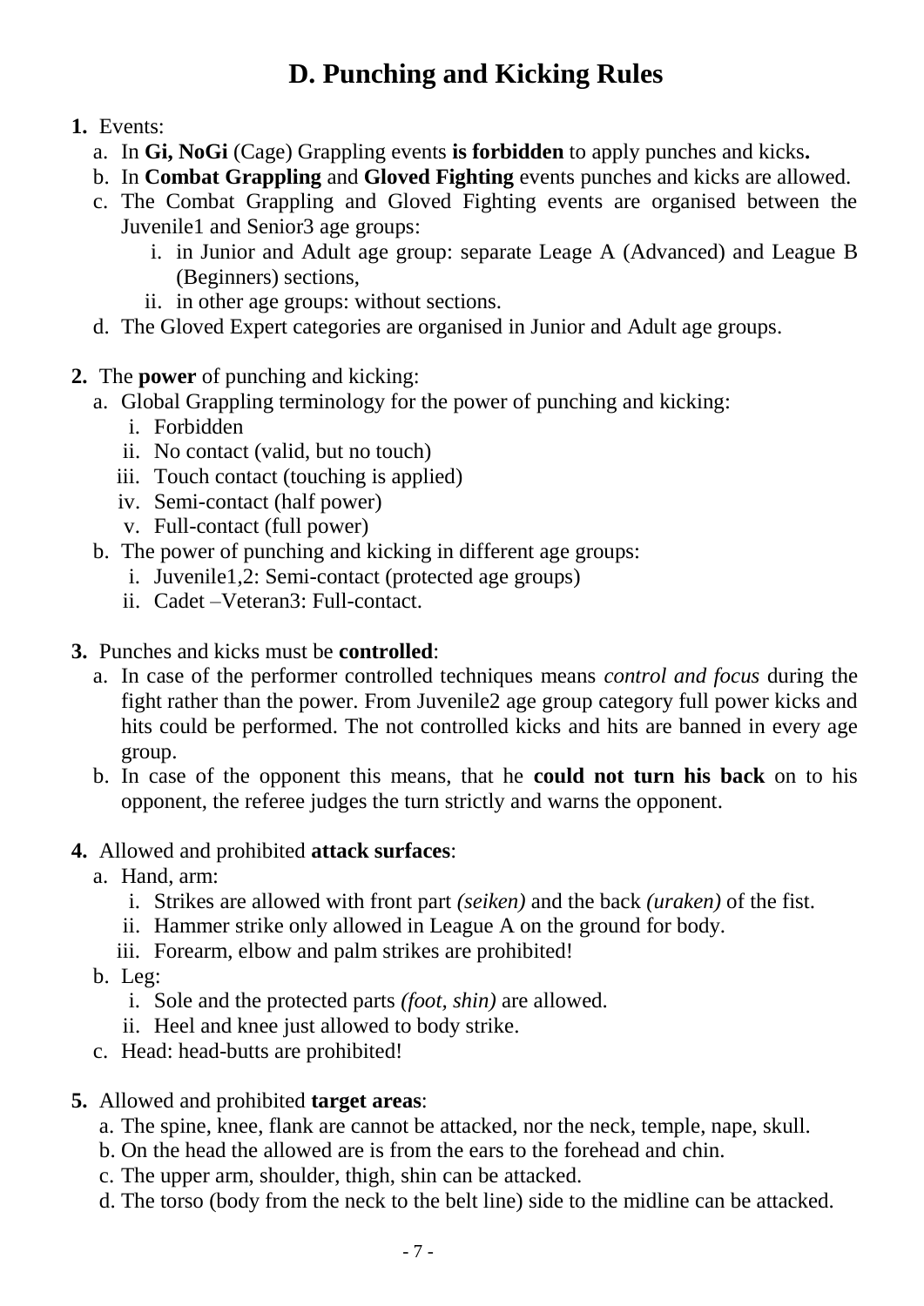# D. Punching and Kicking Rules

1. Events:
   a. In **Gi, NoGi** (Cage) Grappling events **is forbidden** to apply punches and kicks**.**
   b. In **Combat Grappling** and **Gloved Fighting** events punches and kicks are allowed.
   c. The Combat Grappling and Gloved Fighting events are organised between the Juvenile1 and Senior3 age groups:
      i. in Junior and Adult age group: separate Leage A (Advanced) and League B (Beginners) sections,
      ii. in other age groups: without sections.
   d. The Gloved Expert categories are organised in Junior and Adult age groups.

2. The **power** of punching and kicking:
   a. Global Grappling terminology for the power of punching and kicking:
      i. Forbidden
      ii. No contact (valid, but no touch)
      iii. Touch contact (touching is applied)
      iv. Semi-contact (half power)
      v. Full-contact (full power)
   b. The power of punching and kicking in different age groups:
      i. Juvenile1,2: Semi-contact (protected age groups)
      ii. Cadet –Veteran3: Full-contact.

3. Punches and kicks must be **controlled**:
   a. In case of the performer controlled techniques means *control and focus* during the fight rather than the power. From Juvenile2 age group category full power kicks and hits could be performed. The not controlled kicks and hits are banned in every age group.
   b. In case of the opponent this means, that he **could not turn his back** on to his opponent, the referee judges the turn strictly and warns the opponent.

4. Allowed and prohibited **attack surfaces**:
   a. Hand, arm:
      i. Strikes are allowed with front part *(seiken)* and the back *(uraken)* of the fist.
      ii. Hammer strike only allowed in League A on the ground for body.
      iii. Forearm, elbow and palm strikes are prohibited!
   b. Leg:
      i. Sole and the protected parts *(foot, shin)* are allowed.
      ii. Heel and knee just allowed to body strike.
   c. Head: head-butts are prohibited!

5. Allowed and prohibited **target areas**:
   a. The spine, knee, flank are cannot be attacked, nor the neck, temple, nape, skull.
   b. On the head the allowed are is from the ears to the forehead and chin.
   c. The upper arm, shoulder, thigh, shin can be attacked.
   d. The torso (body from the neck to the belt line) side to the midline can be attacked.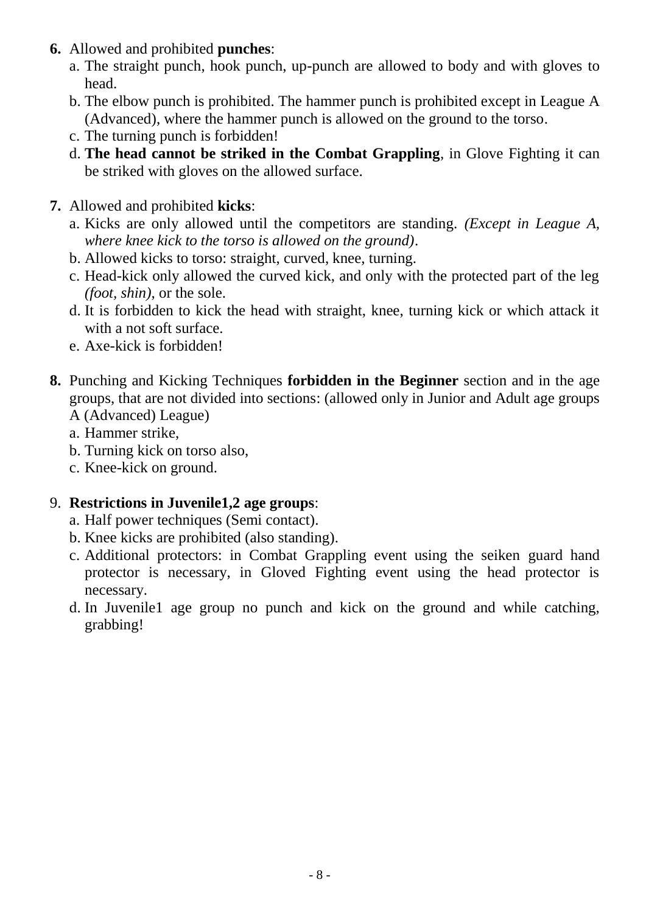6. Allowed and prohibited **punches**:
   a. The straight punch, hook punch, up-punch are allowed to body and with gloves to head.
   b. The elbow punch is prohibited. The hammer punch is prohibited except in League A (Advanced), where the hammer punch is allowed on the ground to the torso.
   c. The turning punch is forbidden!
   d. **The head cannot be striked in the Combat Grappling**, in Glove Fighting it can be striked with gloves on the allowed surface.

7. Allowed and prohibited **kicks**:
   a. Kicks are only allowed until the competitors are standing. *(Except in League A, where knee kick to the torso is allowed on the ground)*.
   b. Allowed kicks to torso: straight, curved, knee, turning.
   c. Head-kick only allowed the curved kick, and only with the protected part of the leg *(foot, shin)*, or the sole.
   d. It is forbidden to kick the head with straight, knee, turning kick or which attack it with a not soft surface.
   e. Axe-kick is forbidden!

8. Punching and Kicking Techniques **forbidden in the Beginner** section and in the age groups, that are not divided into sections: (allowed only in Junior and Adult age groups A (Advanced) League)
   a. Hammer strike,
   b. Turning kick on torso also,
   c. Knee-kick on ground.

9. **Restrictions in Juvenile1,2 age groups**:
   a. Half power techniques (Semi contact).
   b. Knee kicks are prohibited (also standing).
   c. Additional protectors: in Combat Grappling event using the seiken guard hand protector is necessary, in Gloved Fighting event using the head protector is necessary.
   d. In Juvenile1 age group no punch and kick on the ground and while catching, grabbing!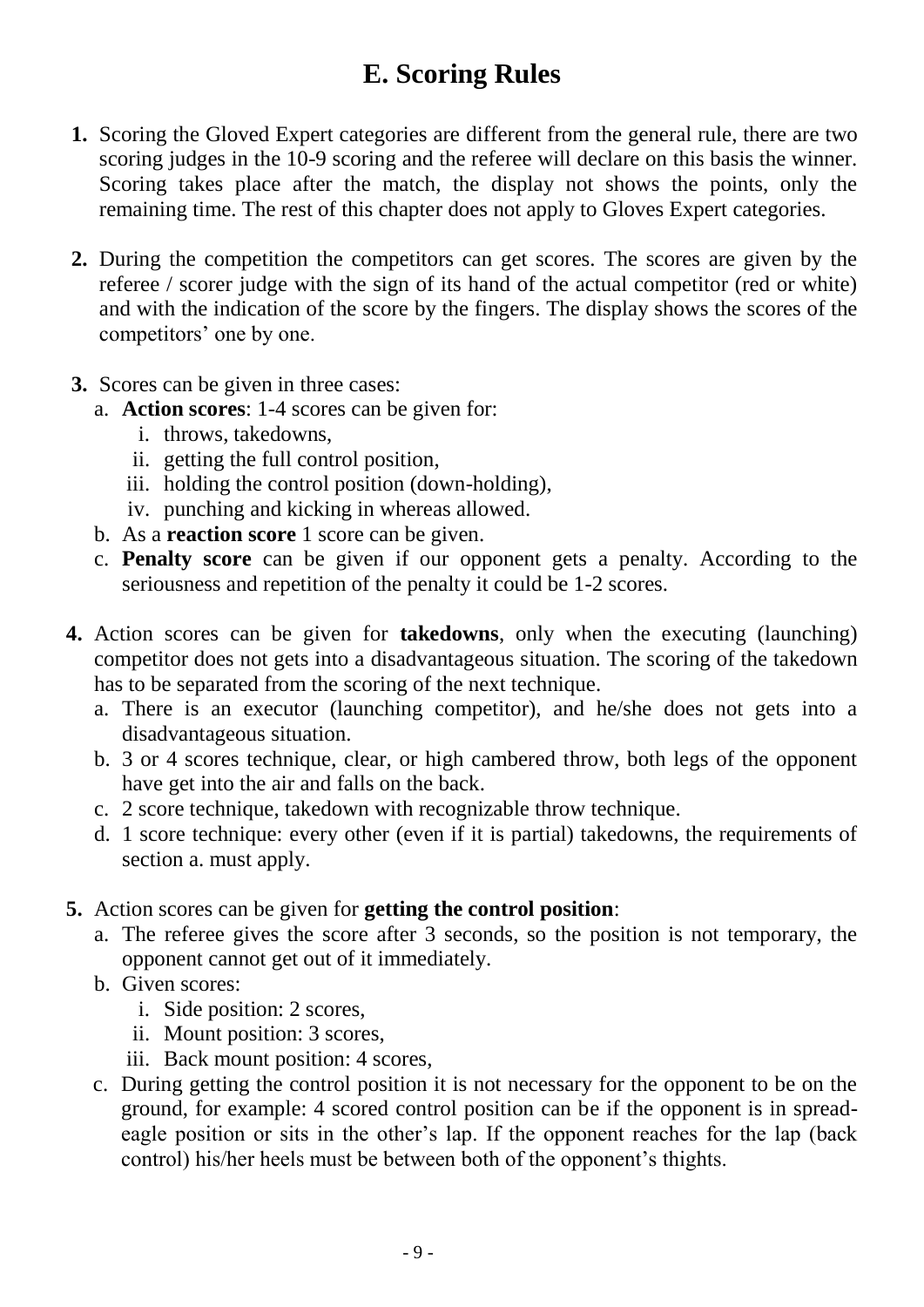# E. Scoring Rules

1. Scoring the Gloved Expert categories are different from the general rule, there are two scoring judges in the 10-9 scoring and the referee will declare on this basis the winner. Scoring takes place after the match, the display not shows the points, only the remaining time. The rest of this chapter does not apply to Gloves Expert categories.

2. During the competition the competitors can get scores. The scores are given by the referee / scorer judge with the sign of its hand of the actual competitor (red or white) and with the indication of the score by the fingers. The display shows the scores of the competitors' one by one.

3. Scores can be given in three cases:
   a. **Action scores**: 1-4 scores can be given for:
      i. throws, takedowns,
      ii. getting the full control position,
      iii. holding the control position (down-holding),
      iv. punching and kicking in whereas allowed.
   b. As a **reaction score** 1 score can be given.
   c. **Penalty score** can be given if our opponent gets a penalty. According to the seriousness and repetition of the penalty it could be 1-2 scores.

4. Action scores can be given for **takedowns**, only when the executing (launching) competitor does not gets into a disadvantageous situation. The scoring of the takedown has to be separated from the scoring of the next technique.
   a. There is an executor (launching competitor), and he/she does not gets into a disadvantageous situation.
   b. 3 or 4 scores technique, clear, or high cambered throw, both legs of the opponent have get into the air and falls on the back.
   c. 2 score technique, takedown with recognizable throw technique.
   d. 1 score technique: every other (even if it is partial) takedowns, the requirements of section a. must apply.

5. Action scores can be given for **getting the control position**:
   a. The referee gives the score after 3 seconds, so the position is not temporary, the opponent cannot get out of it immediately.
   b. Given scores:
      i. Side position: 2 scores,
      ii. Mount position: 3 scores,
      iii. Back mount position: 4 scores,
   c. During getting the control position it is not necessary for the opponent to be on the ground, for example: 4 scored control position can be if the opponent is in spread-eagle position or sits in the other's lap. If the opponent reaches for the lap (back control) his/her heels must be between both of the opponent's thights.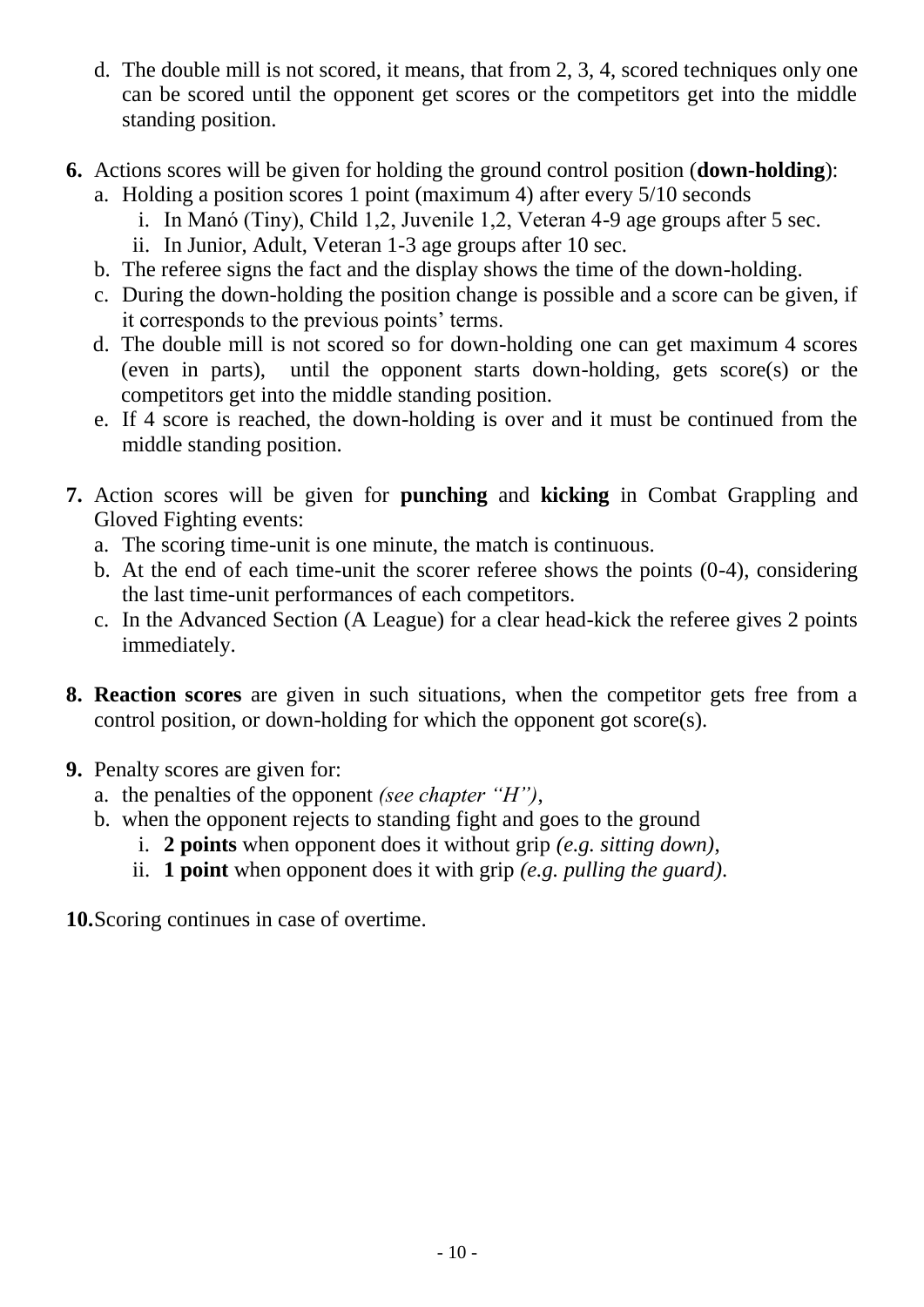d. The double mill is not scored, it means, that from 2, 3, 4, scored techniques only one can be scored until the opponent get scores or the competitors get into the middle standing position.

**6.** Actions scores will be given for holding the ground control position (**down-holding**):

a. Holding a position scores 1 point (maximum 4) after every 5/10 seconds
   i. In Manó (Tiny), Child 1,2, Juvenile 1,2, Veteran 4-9 age groups after 5 sec.
   ii. In Junior, Adult, Veteran 1-3 age groups after 10 sec.

b. The referee signs the fact and the display shows the time of the down-holding.

c. During the down-holding the position change is possible and a score can be given, if it corresponds to the previous points' terms.

d. The double mill is not scored so for down-holding one can get maximum 4 scores (even in parts), until the opponent starts down-holding, gets score(s) or the competitors get into the middle standing position.

e. If 4 score is reached, the down-holding is over and it must be continued from the middle standing position.

**7.** Action scores will be given for **punching** and **kicking** in Combat Grappling and Gloved Fighting events:

a. The scoring time-unit is one minute, the match is continuous.

b. At the end of each time-unit the scorer referee shows the points (0-4), considering the last time-unit performances of each competitors.

c. In the Advanced Section (A League) for a clear head-kick the referee gives 2 points immediately.

**8.** **Reaction scores** are given in such situations, when the competitor gets free from a control position, or down-holding for which the opponent got score(s).

**9.** Penalty scores are given for:

a. the penalties of the opponent *(see chapter "H")*,

b. when the opponent rejects to standing fight and goes to the ground
   i. **2 points** when opponent does it without grip *(e.g. sitting down)*,
   ii. **1 point** when opponent does it with grip *(e.g. pulling the guard)*.

**10.** Scoring continues in case of overtime.